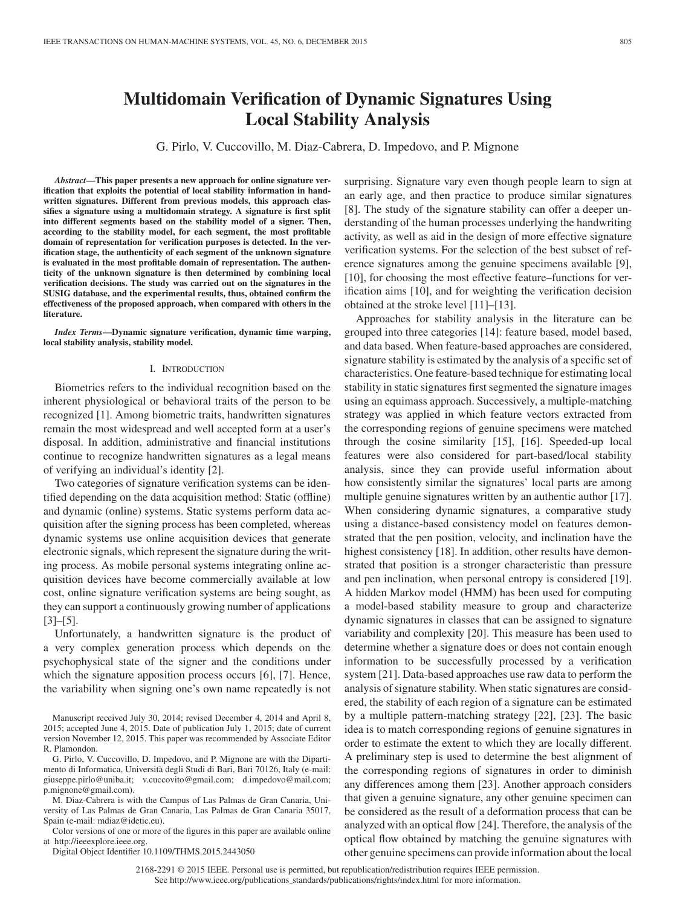# Multidomain Verification of Dynamic Signatures Using Local Stability Analysis

G. Pirlo, V. Cuccovillo, M. Diaz-Cabrera, D. Impedovo, and P. Mignone

***Abstract*—This paper presents a new approach for online signature verification that exploits the potential of local stability information in handwritten signatures. Different from previous models, this approach classifies a signature using a multidomain strategy. A signature is first split into different segments based on the stability model of a signer. Then, according to the stability model, for each segment, the most profitable domain of representation for verification purposes is detected. In the verification stage, the authenticity of each segment of the unknown signature is evaluated in the most profitable domain of representation. The authenticity of the unknown signature is then determined by combining local verification decisions. The study was carried out on the signatures in the SUSIG database, and the experimental results, thus, obtained confirm the effectiveness of the proposed approach, when compared with others in the literature.**

***Index Terms*—Dynamic signature verification, dynamic time warping, local stability analysis, stability model.**

## I. Introduction

Biometrics refers to the individual recognition based on the inherent physiological or behavioral traits of the person to be recognized [1]. Among biometric traits, handwritten signatures remain the most widespread and well accepted form at a user's disposal. In addition, administrative and financial institutions continue to recognize handwritten signatures as a legal means of verifying an individual's identity [2].

Two categories of signature verification systems can be identified depending on the data acquisition method: Static (offline) and dynamic (online) systems. Static systems perform data acquisition after the signing process has been completed, whereas dynamic systems use online acquisition devices that generate electronic signals, which represent the signature during the writing process. As mobile personal systems integrating online acquisition devices have become commercially available at low cost, online signature verification systems are being sought, as they can support a continuously growing number of applications [3]–[5].

Unfortunately, a handwritten signature is the product of a very complex generation process which depends on the psychophysical state of the signer and the conditions under which the signature apposition process occurs [6], [7]. Hence, the variability when signing one's own name repeatedly is not surprising. Signature vary even though people learn to sign at an early age, and then practice to produce similar signatures [8]. The study of the signature stability can offer a deeper understanding of the human processes underlying the handwriting activity, as well as aid in the design of more effective signature verification systems. For the selection of the best subset of reference signatures among the genuine specimens available [9], [10], for choosing the most effective feature–functions for verification aims [10], and for weighting the verification decision obtained at the stroke level [11]–[13].

Approaches for stability analysis in the literature can be grouped into three categories [14]: feature based, model based, and data based. When feature-based approaches are considered, signature stability is estimated by the analysis of a specific set of characteristics. One feature-based technique for estimating local stability in static signatures first segmented the signature images using an equimass approach. Successively, a multiple-matching strategy was applied in which feature vectors extracted from the corresponding regions of genuine specimens were matched through the cosine similarity [15], [16]. Speeded-up local features were also considered for part-based/local stability analysis, since they can provide useful information about how consistently similar the signatures' local parts are among multiple genuine signatures written by an authentic author [17]. When considering dynamic signatures, a comparative study using a distance-based consistency model on features demonstrated that the pen position, velocity, and inclination have the highest consistency [18]. In addition, other results have demonstrated that position is a stronger characteristic than pressure and pen inclination, when personal entropy is considered [19]. A hidden Markov model (HMM) has been used for computing a model-based stability measure to group and characterize dynamic signatures in classes that can be assigned to signature variability and complexity [20]. This measure has been used to determine whether a signature does or does not contain enough information to be successfully processed by a verification system [21]. Data-based approaches use raw data to perform the analysis of signature stability. When static signatures are considered, the stability of each region of a signature can be estimated by a multiple pattern-matching strategy [22], [23]. The basic idea is to match corresponding regions of genuine signatures in order to estimate the extent to which they are locally different. A preliminary step is used to determine the best alignment of the corresponding regions of signatures in order to diminish any differences among them [23]. Another approach considers that given a genuine signature, any other genuine specimen can be considered as the result of a deformation process that can be analyzed with an optical flow [24]. Therefore, the analysis of the optical flow obtained by matching the genuine signatures with other genuine specimens can provide information about the local

---

Manuscript received July 30, 2014; revised December 4, 2014 and April 8, 2015; accepted June 4, 2015. Date of publication July 1, 2015; date of current version November 12, 2015. This paper was recommended by Associate Editor R. Plamondon.

G. Pirlo, V. Cuccovillo, D. Impedovo, and P. Mignone are with the Dipartimento di Informatica, Università degli Studi di Bari, Bari 70126, Italy (e-mail: giuseppe.pirlo@uniba.it; v.cuccovito@gmail.com; d.impedovo@mail.com; p.mignone@gmail.com).

M. Diaz-Cabrera is with the Campus of Las Palmas de Gran Canaria, University of Las Palmas de Gran Canaria, Las Palmas de Gran Canaria 35017, Spain (e-mail: mdiaz@idetic.eu).

Color versions of one or more of the figures in this paper are available online at http://ieeexplore.ieee.org.

Digital Object Identifier 10.1109/THMS.2015.2443050

2168-2291 © 2015 IEEE. Personal use is permitted, but republication/redistribution requires IEEE permission. See http://www.ieee.org/publications_standards/publications/rights/index.html for more information.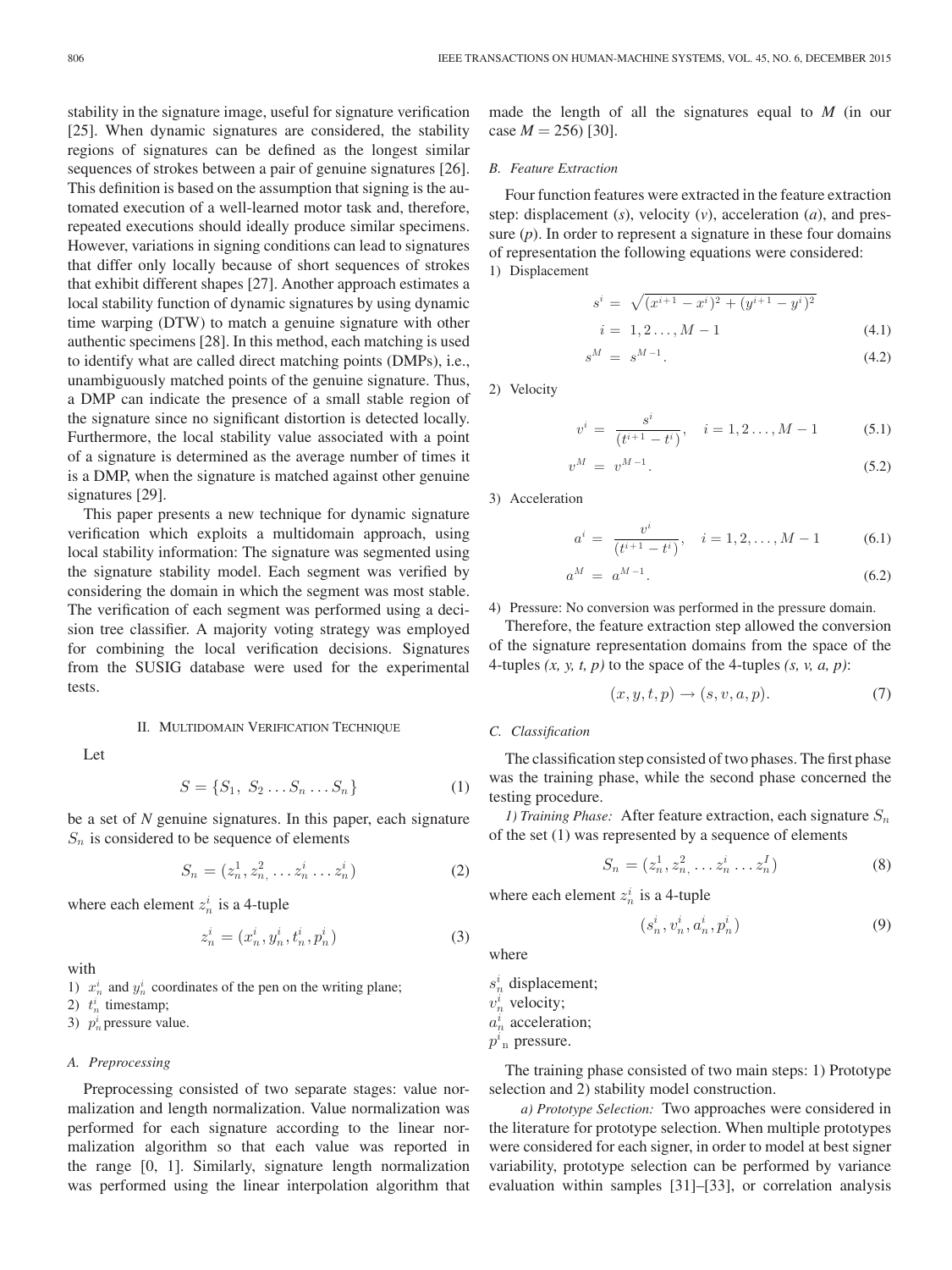stability in the signature image, useful for signature verification [25]. When dynamic signatures are considered, the stability regions of signatures can be defined as the longest similar sequences of strokes between a pair of genuine signatures [26]. This definition is based on the assumption that signing is the automated execution of a well-learned motor task and, therefore, repeated executions should ideally produce similar specimens. However, variations in signing conditions can lead to signatures that differ only locally because of short sequences of strokes that exhibit different shapes [27]. Another approach estimates a local stability function of dynamic signatures by using dynamic time warping (DTW) to match a genuine signature with other authentic specimens [28]. In this method, each matching is used to identify what are called direct matching points (DMPs), i.e., unambiguously matched points of the genuine signature. Thus, a DMP can indicate the presence of a small stable region of the signature since no significant distortion is detected locally. Furthermore, the local stability value associated with a point of a signature is determined as the average number of times it is a DMP, when the signature is matched against other genuine signatures [29].

This paper presents a new technique for dynamic signature verification which exploits a multidomain approach, using local stability information: The signature was segmented using the signature stability model. Each segment was verified by considering the domain in which the segment was most stable. The verification of each segment was performed using a decision tree classifier. A majority voting strategy was employed for combining the local verification decisions. Signatures from the SUSIG database were used for the experimental tests.

## II. Multidomain Verification Technique

Let

$$S = \{S_1,\ S_2 \ldots S_n \ldots S_n\} \tag{1}$$

be a set of *N* genuine signatures. In this paper, each signature $S_n$ is considered to be sequence of elements

$$S_n = (z_n^1, z_{n,}^2, \ldots z_n^i \ldots z_n^i) \tag{2}$$

where each element $z_n^i$ is a 4-tuple

$$z_n^i = (x_n^i, y_n^i, t_n^i, p_n^i) \tag{3}$$

with

1) $x_n^i$ and $y_n^i$ coordinates of the pen on the writing plane;
2) $t_n^i$ timestamp;
3) $p_n^i$ pressure value.

### A. Preprocessing

Preprocessing consisted of two separate stages: value normalization and length normalization. Value normalization was performed for each signature according to the linear normalization algorithm so that each value was reported in the range [0, 1]. Similarly, signature length normalization was performed using the linear interpolation algorithm that made the length of all the signatures equal to *M* (in our case *M* = 256) [30].

### B. Feature Extraction

Four function features were extracted in the feature extraction step: displacement (*s*), velocity (*v*), acceleration (*a*), and pressure (*p*). In order to represent a signature in these four domains of representation the following equations were considered:

1) Displacement

$$s^i = \sqrt{(x^{i+1} - x^i)^2 + (y^{i+1} - y^i)^2}$$
$$i = 1, 2 \ldots, M - 1 \tag{4.1}$$
$$s^M = s^{M-1}. \tag{4.2}$$

2) Velocity

$$v^i = \frac{s^i}{(t^{i+1} - t^i)}, \quad i = 1, 2 \ldots, M - 1 \tag{5.1}$$
$$v^M = v^{M-1}. \tag{5.2}$$

3) Acceleration

$$a^i = \frac{v^i}{(t^{i+1} - t^i)}, \quad i = 1, 2, \ldots, M - 1 \tag{6.1}$$
$$a^M = a^{M-1}. \tag{6.2}$$

4) Pressure: No conversion was performed in the pressure domain.

Therefore, the feature extraction step allowed the conversion of the signature representation domains from the space of the 4-tuples *(x, y, t, p)* to the space of the 4-tuples *(s, v, a, p)*:

$$(x, y, t, p) \rightarrow (s, v, a, p). \tag{7}$$

### C. Classification

The classification step consisted of two phases. The first phase was the training phase, while the second phase concerned the testing procedure.

*1) Training Phase:* After feature extraction, each signature $S_n$ of the set (1) was represented by a sequence of elements

$$S_n = (z_n^1, z_{n,}^2, \ldots z_n^i \ldots z_n^I) \tag{8}$$

where each element $z_n^i$ is a 4-tuple

$$(s_n^i, v_n^i, a_n^i, p_n^i) \tag{9}$$

where

$s_n^i$ displacement;
$v_n^i$ velocity;
$a_n^i$ acceleration;
$p^i{}_n$ pressure.

The training phase consisted of two main steps: 1) Prototype selection and 2) stability model construction.

*a) Prototype Selection:* Two approaches were considered in the literature for prototype selection. When multiple prototypes were considered for each signer, in order to model at best signer variability, prototype selection can be performed by variance evaluation within samples [31]–[33], or correlation analysis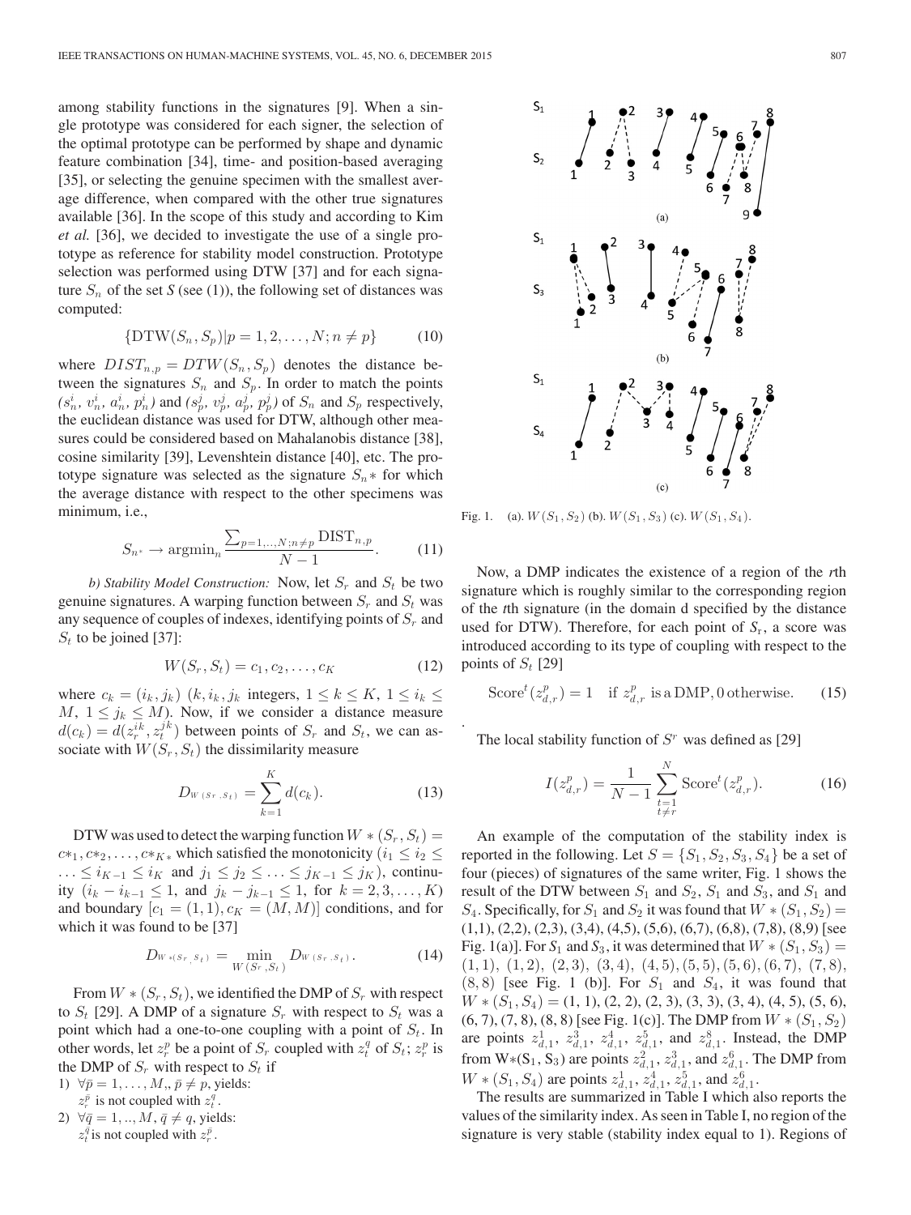among stability functions in the signatures [9]. When a single prototype was considered for each signer, the selection of the optimal prototype can be performed by shape and dynamic feature combination [34], time- and position-based averaging [35], or selecting the genuine specimen with the smallest average difference, when compared with the other true signatures available [36]. In the scope of this study and according to Kim *et al.* [36], we decided to investigate the use of a single prototype as reference for stability model construction. Prototype selection was performed using DTW [37] and for each signature $S_n$ of the set $S$ (see (1)), the following set of distances was computed:

$$\{\mathrm{DTW}(S_n, S_p)|p = 1, 2, \ldots, N; n \neq p\} \tag{10}$$

where $DIST_{n,p} = DTW(S_n, S_p)$ denotes the distance between the signatures $S_n$ and $S_p$. In order to match the points $(s_n^i, v_n^i, a_n^i, p_n^i)$ and $(s_p^j, v_p^j, a_p^j, p_p^j)$ of $S_n$ and $S_p$ respectively, the euclidean distance was used for DTW, although other measures could be considered based on Mahalanobis distance [38], cosine similarity [39], Levenshtein distance [40], etc. The prototype signature was selected as the signature $S_n*$ for which the average distance with respect to the other specimens was minimum, i.e.,

$$S_{n^*} \rightarrow \mathrm{argmin}_n \frac{\sum_{p=1,..,N; n\neq p} \mathrm{DIST}_{n,p}}{N-1}. \tag{11}$$

*b) Stability Model Construction:* Now, let $S_r$ and $S_t$ be two genuine signatures. A warping function between $S_r$ and $S_t$ was any sequence of couples of indexes, identifying points of $S_r$ and $S_t$ to be joined [37]:

$$W(S_r, S_t) = c_1, c_2, \ldots, c_K \tag{12}$$

where $c_k = (i_k, j_k)$ $(k, i_k, j_k$ integers, $1 \leq k \leq K$, $1 \leq i_k \leq M$, $1 \leq j_k \leq M)$. Now, if we consider a distance measure $d(c_k) = d(z_r^{ik}, z_t^{jk})$ between points of $S_r$ and $S_t$, we can associate with $W(S_r, S_t)$ the dissimilarity measure

$$D_{W(S_r,S_t)} = \sum_{k=1}^{K} d(c_k). \tag{13}$$

DTW was used to detect the warping function $W*(S_r, S_t) = c*_1, c*_2, \ldots, c*_{K*}$ which satisfied the monotonicity ($i_1 \leq i_2 \leq \ldots \leq i_{K-1} \leq i_K$ and $j_1 \leq j_2 \leq \ldots \leq j_{K-1} \leq j_K$), continuity ($i_k - i_{k-1} \leq 1$, and $j_k - j_{k-1} \leq 1$, for $k = 2, 3, \ldots, K$) and boundary $[c_1 = (1, 1), c_K = (M, M)]$ conditions, and for which it was found to be [37]

$$D_{W*(S_r,S_t)} = \min_{W(S_r,S_t)} D_{W(S_r,S_t)}. \tag{14}$$

From $W*(S_r, S_t)$, we identified the DMP of $S_r$ with respect to $S_t$ [29]. A DMP of a signature $S_r$ with respect to $S_t$ was a point which had a one-to-one coupling with a point of $S_t$. In other words, let $z_r^p$ be a point of $S_r$ coupled with $z_t^q$ of $S_t$; $z_r^p$ is the DMP of $S_r$ with respect to $S_t$ if

1) $\forall \bar{p} = 1, \ldots, M,, \bar{p} \neq p$, yields: $z_r^{\bar{p}}$ is not coupled with $z_t^q$.
2) $\forall \bar{q} = 1, .., M, \bar{q} \neq q$, yields: $z_t^{\bar{q}}$ is not coupled with $z_r^{\bar{p}}$.

Fig. 1. (a). $W(S_1, S_2)$ (b). $W(S_1, S_3)$ (c). $W(S_1, S_4)$.

Now, a DMP indicates the existence of a region of the *r*th signature which is roughly similar to the corresponding region of the *t*th signature (in the domain d specified by the distance used for DTW). Therefore, for each point of $S_r$, a score was introduced according to its type of coupling with respect to the points of $S_t$ [29]

$$\mathrm{Score}^t(z_{d,r}^p) = 1 \quad \text{if } z_{d,r}^p \text{ is a DMP}, 0 \text{ otherwise}. \tag{15}$$

.

The local stability function of $S^r$ was defined as [29]

$$I(z_{d,r}^p) = \frac{1}{N-1} \sum_{\substack{t=1 \\ t\neq r}}^{N} \mathrm{Score}^t(z_{d,r}^p). \tag{16}$$

An example of the computation of the stability index is reported in the following. Let $S = \{S_1, S_2, S_3, S_4\}$ be a set of four (pieces) of signatures of the same writer, Fig. 1 shows the result of the DTW between $S_1$ and $S_2$, $S_1$ and $S_3$, and $S_1$ and $S_4$. Specifically, for $S_1$ and $S_2$ it was found that $W*(S_1, S_2) =$ (1,1), (2,2), (2,3), (3,4), (4,5), (5,6), (6,7), (6,8), (7,8), (8,9) [see Fig. 1(a)]. For $S_1$ and $S_3$, it was determined that $W*(S_1, S_3) =$ $(1, 1)$, $(1, 2)$, $(2, 3)$, $(3, 4)$, $(4, 5)$, $(5, 5)$, $(5, 6)$, $(6, 7)$, $(7, 8)$, $(8, 8)$ [see Fig. 1 (b)]. For $S_1$ and $S_4$, it was found that $W*(S_1, S_4) = (1, 1)$, $(2, 2)$, $(2, 3)$, $(3, 3)$, $(3, 4)$, $(4, 5)$, $(5, 6)$, $(6, 7)$, $(7, 8)$, $(8, 8)$ [see Fig. 1(c)]. The DMP from $W*(S_1, S_2)$ are points $z_{d,1}^1$, $z_{d,1}^3$, $z_{d,1}^4$, $z_{d,1}^5$, and $z_{d,1}^8$. Instead, the DMP from W*(S$_1$, S$_3$) are points $z_{d,1}^2$, $z_{d,1}^3$, and $z_{d,1}^6$. The DMP from $W*(S_1, S_4)$ are points $z_{d,1}^1$, $z_{d,1}^4$, $z_{d,1}^5$, and $z_{d,1}^6$.

The results are summarized in Table I which also reports the values of the similarity index. As seen in Table I, no region of the signature is very stable (stability index equal to 1). Regions of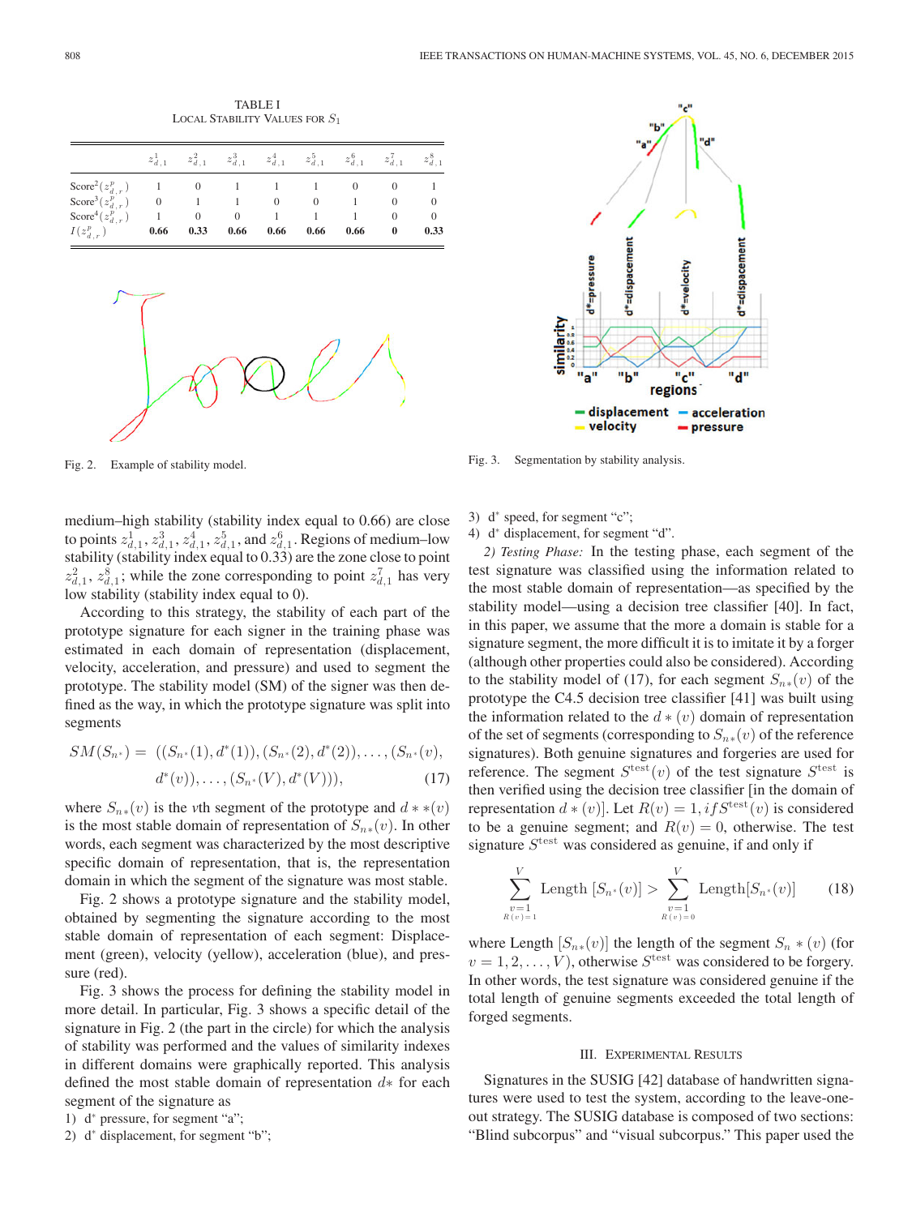TABLE I
LOCAL STABILITY VALUES FOR $S_1$

| | $z^1_{d,1}$ | $z^2_{d,1}$ | $z^3_{d,1}$ | $z^4_{d,1}$ | $z^5_{d,1}$ | $z^6_{d,1}$ | $z^7_{d,1}$ | $z^8_{d,1}$ |
|---|---|---|---|---|---|---|---|---|
| $\text{Score}^2(z^p_{d,r})$ | 1 | 0 | 1 | 1 | 1 | 0 | 0 | 1 |
| $\text{Score}^3(z^p_{d,r})$ | 0 | 1 | 1 | 0 | 0 | 1 | 0 | 0 |
| $\text{Score}^4(z^p_{d,r})$ | 1 | 0 | 0 | 1 | 1 | 1 | 0 | 0 |
| $I(z^p_{d,r})$ | **0.66** | **0.33** | **0.66** | **0.66** | **0.66** | **0.66** | **0** | **0.33** |

Fig. 2. Example of stability model.

Fig. 3. Segmentation by stability analysis.

medium–high stability (stability index equal to 0.66) are close to points $z^1_{d,1}, z^3_{d,1}, z^4_{d,1}, z^5_{d,1}$, and $z^6_{d,1}$. Regions of medium–low stability (stability index equal to 0.33) are the zone close to point $z^2_{d,1}$, $z^8_{d,1}$; while the zone corresponding to point $z^7_{d,1}$ has very low stability (stability index equal to 0).

According to this strategy, the stability of each part of the prototype signature for each signer in the training phase was estimated in each domain of representation (displacement, velocity, acceleration, and pressure) and used to segment the prototype. The stability model (SM) of the signer was then defined as the way, in which the prototype signature was split into segments

$$SM(S_{n^*}) = ((S_{n^*}(1), d^*(1)), (S_{n^*}(2), d^*(2)), \ldots, (S_{n^*}(v), d^*(v)), \ldots, (S_{n^*}(V), d^*(V))), \tag{17}$$

where $S_{n*}(v)$ is the $v$th segment of the prototype and $d**(v)$ is the most stable domain of representation of $S_{n*}(v)$. In other words, each segment was characterized by the most descriptive specific domain of representation, that is, the representation domain in which the segment of the signature was most stable.

Fig. 2 shows a prototype signature and the stability model, obtained by segmenting the signature according to the most stable domain of representation of each segment: Displacement (green), velocity (yellow), acceleration (blue), and pressure (red).

Fig. 3 shows the process for defining the stability model in more detail. In particular, Fig. 3 shows a specific detail of the signature in Fig. 2 (the part in the circle) for which the analysis of stability was performed and the values of similarity indexes in different domains were graphically reported. This analysis defined the most stable domain of representation $d*$ for each segment of the signature as

1) d* pressure, for segment "a";
2) d* displacement, for segment "b";
3) d* speed, for segment "c";
4) d* displacement, for segment "d".

*2) Testing Phase:* In the testing phase, each segment of the test signature was classified using the information related to the most stable domain of representation—as specified by the stability model—using a decision tree classifier [40]. In fact, in this paper, we assume that the more a domain is stable for a signature segment, the more difficult it is to imitate it by a forger (although other properties could also be considered). According to the stability model of (17), for each segment $S_{n*}(v)$ of the prototype the C4.5 decision tree classifier [41] was built using the information related to the $d*(v)$ domain of representation of the set of segments (corresponding to $S_{n*}(v)$ of the reference signatures). Both genuine signatures and forgeries are used for reference. The segment $S^{\text{test}}(v)$ of the test signature $S^{\text{test}}$ is then verified using the decision tree classifier [in the domain of representation $d*(v)$]. Let $R(v) = 1, if S^{\text{test}}(v)$ is considered to be a genuine segment; and $R(v) = 0$, otherwise. The test signature $S^{\text{test}}$ was considered as genuine, if and only if

$$\sum_{\substack{v=1 \\ R(v)=1}}^{V} \text{Length}\,[S_{n^*}(v)] > \sum_{\substack{v=1 \\ R(v)=0}}^{V} \text{Length}[S_{n^*}(v)] \tag{18}$$

where Length $[S_{n*}(v)]$ the length of the segment $S_n*(v)$ (for $v = 1, 2, \ldots, V$), otherwise $S^{\text{test}}$ was considered to be forgery. In other words, the test signature was considered genuine if the total length of genuine segments exceeded the total length of forged segments.

## III. Experimental Results

Signatures in the SUSIG [42] database of handwritten signatures were used to test the system, according to the leave-one-out strategy. The SUSIG database is composed of two sections: "Blind subcorpus" and "visual subcorpus." This paper used the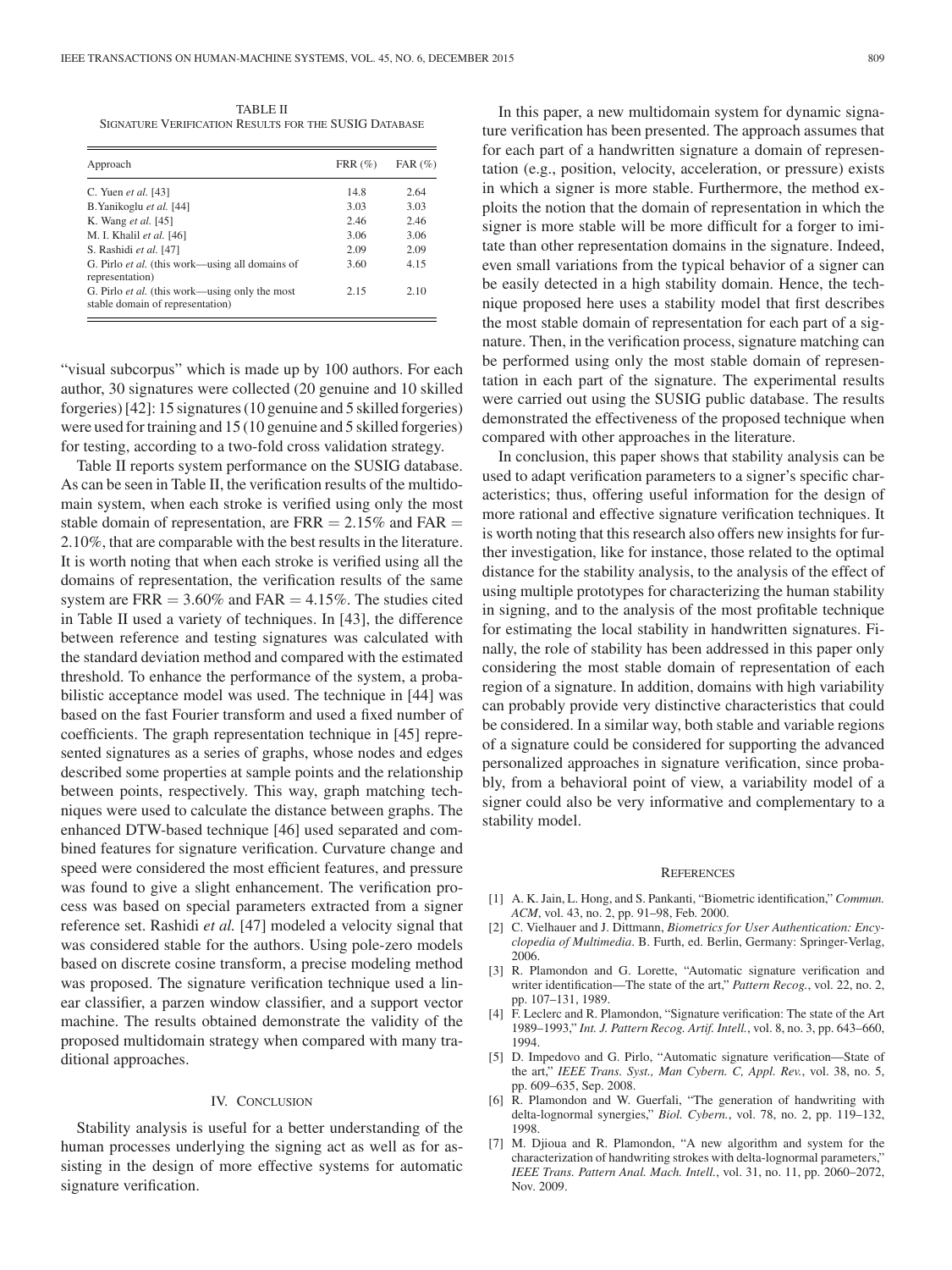TABLE II
SIGNATURE VERIFICATION RESULTS FOR THE SUSIG DATABASE

| Approach | FRR (%) | FAR (%) |
| --- | --- | --- |
| C. Yuen *et al.* [43] | 14.8 | 2.64 |
| B.Yanikoglu *et al.* [44] | 3.03 | 3.03 |
| K. Wang *et al.* [45] | 2.46 | 2.46 |
| M. I. Khalil *et al.* [46] | 3.06 | 3.06 |
| S. Rashidi *et al.* [47] | 2.09 | 2.09 |
| G. Pirlo *et al.* (this work—using all domains of representation) | 3.60 | 4.15 |
| G. Pirlo *et al.* (this work—using only the most stable domain of representation) | 2.15 | 2.10 |

"visual subcorpus" which is made up by 100 authors. For each author, 30 signatures were collected (20 genuine and 10 skilled forgeries) [42]: 15 signatures (10 genuine and 5 skilled forgeries) were used for training and 15 (10 genuine and 5 skilled forgeries) for testing, according to a two-fold cross validation strategy.

Table II reports system performance on the SUSIG database. As can be seen in Table II, the verification results of the multidomain system, when each stroke is verified using only the most stable domain of representation, are FRR = 2.15% and FAR = 2.10%, that are comparable with the best results in the literature. It is worth noting that when each stroke is verified using all the domains of representation, the verification results of the same system are FRR = 3.60% and FAR = 4.15%. The studies cited in Table II used a variety of techniques. In [43], the difference between reference and testing signatures was calculated with the standard deviation method and compared with the estimated threshold. To enhance the performance of the system, a probabilistic acceptance model was used. The technique in [44] was based on the fast Fourier transform and used a fixed number of coefficients. The graph representation technique in [45] represented signatures as a series of graphs, whose nodes and edges described some properties at sample points and the relationship between points, respectively. This way, graph matching techniques were used to calculate the distance between graphs. The enhanced DTW-based technique [46] used separated and combined features for signature verification. Curvature change and speed were considered the most efficient features, and pressure was found to give a slight enhancement. The verification process was based on special parameters extracted from a signer reference set. Rashidi *et al.* [47] modeled a velocity signal that was considered stable for the authors. Using pole-zero models based on discrete cosine transform, a precise modeling method was proposed. The signature verification technique used a linear classifier, a parzen window classifier, and a support vector machine. The results obtained demonstrate the validity of the proposed multidomain strategy when compared with many traditional approaches.

## IV. Conclusion

Stability analysis is useful for a better understanding of the human processes underlying the signing act as well as for assisting in the design of more effective systems for automatic signature verification.

In this paper, a new multidomain system for dynamic signature verification has been presented. The approach assumes that for each part of a handwritten signature a domain of representation (e.g., position, velocity, acceleration, or pressure) exists in which a signer is more stable. Furthermore, the method exploits the notion that the domain of representation in which the signer is more stable will be more difficult for a forger to imitate than other representation domains in the signature. Indeed, even small variations from the typical behavior of a signer can be easily detected in a high stability domain. Hence, the technique proposed here uses a stability model that first describes the most stable domain of representation for each part of a signature. Then, in the verification process, signature matching can be performed using only the most stable domain of representation in each part of the signature. The experimental results were carried out using the SUSIG public database. The results demonstrated the effectiveness of the proposed technique when compared with other approaches in the literature.

In conclusion, this paper shows that stability analysis can be used to adapt verification parameters to a signer's specific characteristics; thus, offering useful information for the design of more rational and effective signature verification techniques. It is worth noting that this research also offers new insights for further investigation, like for instance, those related to the optimal distance for the stability analysis, to the analysis of the effect of using multiple prototypes for characterizing the human stability in signing, and to the analysis of the most profitable technique for estimating the local stability in handwritten signatures. Finally, the role of stability has been addressed in this paper only considering the most stable domain of representation of each region of a signature. In addition, domains with high variability can probably provide very distinctive characteristics that could be considered. In a similar way, both stable and variable regions of a signature could be considered for supporting the advanced personalized approaches in signature verification, since probably, from a behavioral point of view, a variability model of a signer could also be very informative and complementary to a stability model.

## References

[1] A. K. Jain, L. Hong, and S. Pankanti, "Biometric identification," *Commun. ACM*, vol. 43, no. 2, pp. 91–98, Feb. 2000.

[2] C. Vielhauer and J. Dittmann, *Biometrics for User Authentication: Encyclopedia of Multimedia*. B. Furth, ed. Berlin, Germany: Springer-Verlag, 2006.

[3] R. Plamondon and G. Lorette, "Automatic signature verification and writer identification—The state of the art," *Pattern Recog.*, vol. 22, no. 2, pp. 107–131, 1989.

[4] F. Leclerc and R. Plamondon, "Signature verification: The state of the Art 1989–1993," *Int. J. Pattern Recog. Artif. Intell.*, vol. 8, no. 3, pp. 643–660, 1994.

[5] D. Impedovo and G. Pirlo, "Automatic signature verification—State of the art," *IEEE Trans. Syst., Man Cybern. C, Appl. Rev.*, vol. 38, no. 5, pp. 609–635, Sep. 2008.

[6] R. Plamondon and W. Guerfali, "The generation of handwriting with delta-lognormal synergies," *Biol. Cybern.*, vol. 78, no. 2, pp. 119–132, 1998.

[7] M. Djioua and R. Plamondon, "A new algorithm and system for the characterization of handwriting strokes with delta-lognormal parameters," *IEEE Trans. Pattern Anal. Mach. Intell.*, vol. 31, no. 11, pp. 2060–2072, Nov. 2009.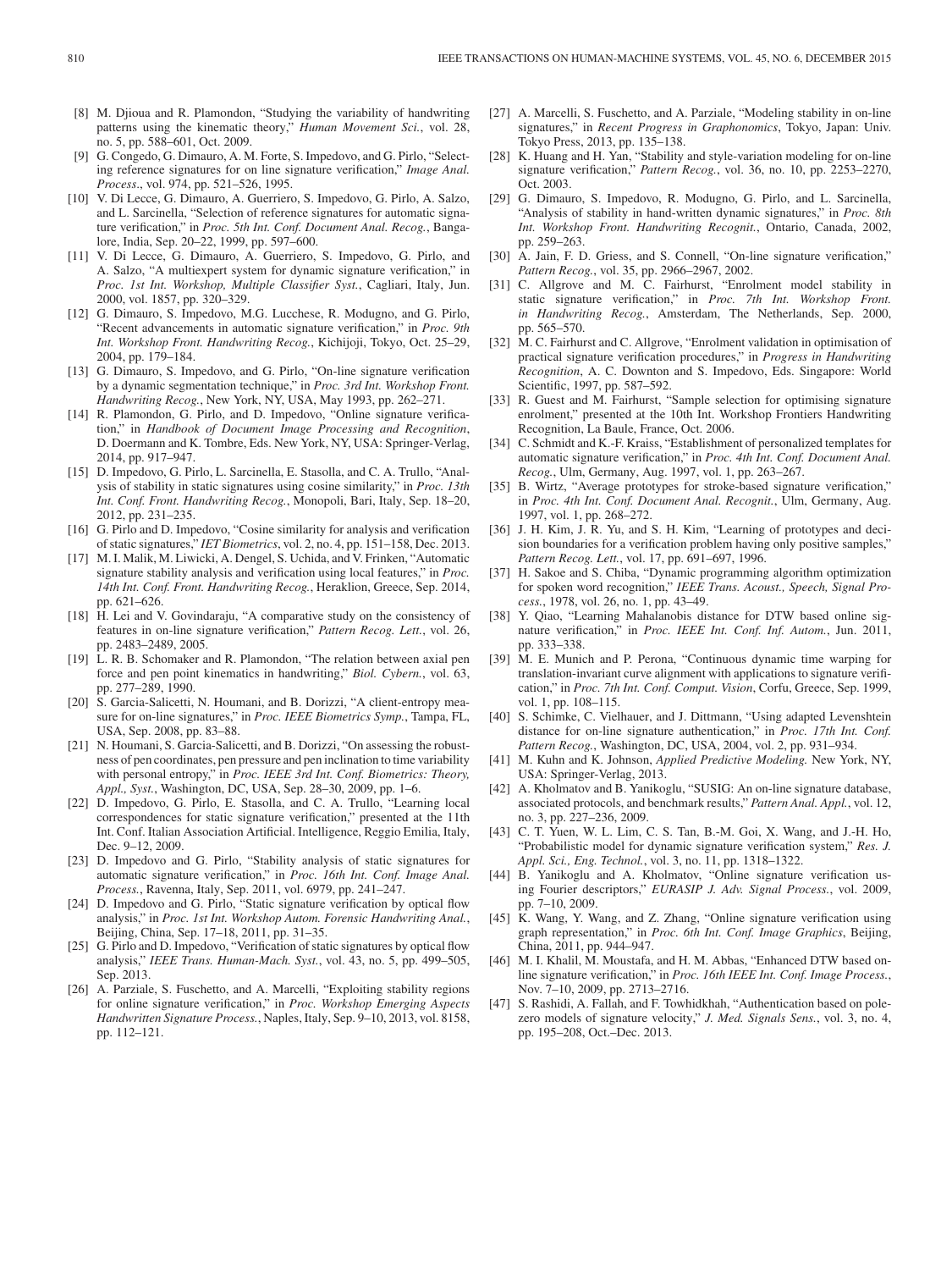[8] M. Djioua and R. Plamondon, "Studying the variability of handwriting patterns using the kinematic theory," *Human Movement Sci.*, vol. 28, no. 5, pp. 588–601, Oct. 2009.

[9] G. Congedo, G. Dimauro, A. M. Forte, S. Impedovo, and G. Pirlo, "Selecting reference signatures for on line signature verification," *Image Anal. Process.*, vol. 974, pp. 521–526, 1995.

[10] V. Di Lecce, G. Dimauro, A. Guerriero, S. Impedovo, G. Pirlo, A. Salzo, and L. Sarcinella, "Selection of reference signatures for automatic signature verification," in *Proc. 5th Int. Conf. Document Anal. Recog.*, Bangalore, India, Sep. 20–22, 1999, pp. 597–600.

[11] V. Di Lecce, G. Dimauro, A. Guerriero, S. Impedovo, G. Pirlo, and A. Salzo, "A multiexpert system for dynamic signature verification," in *Proc. 1st Int. Workshop, Multiple Classifier Syst.*, Cagliari, Italy, Jun. 2000, vol. 1857, pp. 320–329.

[12] G. Dimauro, S. Impedovo, M.G. Lucchese, R. Modugno, and G. Pirlo, "Recent advancements in automatic signature verification," in *Proc. 9th Int. Workshop Front. Handwriting Recog.*, Kichijoji, Tokyo, Oct. 25–29, 2004, pp. 179–184.

[13] G. Dimauro, S. Impedovo, and G. Pirlo, "On-line signature verification by a dynamic segmentation technique," in *Proc. 3rd Int. Workshop Front. Handwriting Recog.*, New York, NY, USA, May 1993, pp. 262–271.

[14] R. Plamondon, G. Pirlo, and D. Impedovo, "Online signature verification," in *Handbook of Document Image Processing and Recognition*, D. Doermann and K. Tombre, Eds. New York, NY, USA: Springer-Verlag, 2014, pp. 917–947.

[15] D. Impedovo, G. Pirlo, L. Sarcinella, E. Stasolla, and C. A. Trullo, "Analysis of stability in static signatures using cosine similarity," in *Proc. 13th Int. Conf. Front. Handwriting Recog.*, Monopoli, Bari, Italy, Sep. 18–20, 2012, pp. 231–235.

[16] G. Pirlo and D. Impedovo, "Cosine similarity for analysis and verification of static signatures," *IET Biometrics*, vol. 2, no. 4, pp. 151–158, Dec. 2013.

[17] M. I. Malik, M. Liwicki, A. Dengel, S. Uchida, and V. Frinken, "Automatic signature stability analysis and verification using local features," in *Proc. 14th Int. Conf. Front. Handwriting Recog.*, Heraklion, Greece, Sep. 2014, pp. 621–626.

[18] H. Lei and V. Govindaraju, "A comparative study on the consistency of features in on-line signature verification," *Pattern Recog. Lett.*, vol. 26, pp. 2483–2489, 2005.

[19] L. R. B. Schomaker and R. Plamondon, "The relation between axial pen force and pen point kinematics in handwriting," *Biol. Cybern.*, vol. 63, pp. 277–289, 1990.

[20] S. Garcia-Salicetti, N. Houmani, and B. Dorizzi, "A client-entropy measure for on-line signatures," in *Proc. IEEE Biometrics Symp.*, Tampa, FL, USA, Sep. 2008, pp. 83–88.

[21] N. Houmani, S. Garcia-Salicetti, and B. Dorizzi, "On assessing the robustness of pen coordinates, pen pressure and pen inclination to time variability with personal entropy," in *Proc. IEEE 3rd Int. Conf. Biometrics: Theory, Appl., Syst.*, Washington, DC, USA, Sep. 28–30, 2009, pp. 1–6.

[22] D. Impedovo, G. Pirlo, E. Stasolla, and C. A. Trullo, "Learning local correspondences for static signature verification," presented at the 11th Int. Conf. Italian Association Artificial. Intelligence, Reggio Emilia, Italy, Dec. 9–12, 2009.

[23] D. Impedovo and G. Pirlo, "Stability analysis of static signatures for automatic signature verification," in *Proc. 16th Int. Conf. Image Anal. Process.*, Ravenna, Italy, Sep. 2011, vol. 6979, pp. 241–247.

[24] D. Impedovo and G. Pirlo, "Static signature verification by optical flow analysis," in *Proc. 1st Int. Workshop Autom. Forensic Handwriting Anal.*, Beijing, China, Sep. 17–18, 2011, pp. 31–35.

[25] G. Pirlo and D. Impedovo, "Verification of static signatures by optical flow analysis," *IEEE Trans. Human-Mach. Syst.*, vol. 43, no. 5, pp. 499–505, Sep. 2013.

[26] A. Parziale, S. Fuschetto, and A. Marcelli, "Exploiting stability regions for online signature verification," in *Proc. Workshop Emerging Aspects Handwritten Signature Process.*, Naples, Italy, Sep. 9–10, 2013, vol. 8158, pp. 112–121.

[27] A. Marcelli, S. Fuschetto, and A. Parziale, "Modeling stability in on-line signatures," in *Recent Progress in Graphonomics*, Tokyo, Japan: Univ. Tokyo Press, 2013, pp. 135–138.

[28] K. Huang and H. Yan, "Stability and style-variation modeling for on-line signature verification," *Pattern Recog.*, vol. 36, no. 10, pp. 2253–2270, Oct. 2003.

[29] G. Dimauro, S. Impedovo, R. Modugno, G. Pirlo, and L. Sarcinella, "Analysis of stability in hand-written dynamic signatures," in *Proc. 8th Int. Workshop Front. Handwriting Recognit.*, Ontario, Canada, 2002, pp. 259–263.

[30] A. Jain, F. D. Griess, and S. Connell, "On-line signature verification," *Pattern Recog.*, vol. 35, pp. 2966–2967, 2002.

[31] C. Allgrove and M. C. Fairhurst, "Enrolment model stability in static signature verification," in *Proc. 7th Int. Workshop Front. in Handwriting Recog.*, Amsterdam, The Netherlands, Sep. 2000, pp. 565–570.

[32] M. C. Fairhurst and C. Allgrove, "Enrolment validation in optimisation of practical signature verification procedures," in *Progress in Handwriting Recognition*, A. C. Downton and S. Impedovo, Eds. Singapore: World Scientific, 1997, pp. 587–592.

[33] R. Guest and M. Fairhurst, "Sample selection for optimising signature enrolment," presented at the 10th Int. Workshop Frontiers Handwriting Recognition, La Baule, France, Oct. 2006.

[34] C. Schmidt and K.-F. Kraiss, "Establishment of personalized templates for automatic signature verification," in *Proc. 4th Int. Conf. Document Anal. Recog.*, Ulm, Germany, Aug. 1997, vol. 1, pp. 263–267.

[35] B. Wirtz, "Average prototypes for stroke-based signature verification," in *Proc. 4th Int. Conf. Document Anal. Recognit.*, Ulm, Germany, Aug. 1997, vol. 1, pp. 268–272.

[36] J. H. Kim, J. R. Yu, and S. H. Kim, "Learning of prototypes and decision boundaries for a verification problem having only positive samples," *Pattern Recog. Lett.*, vol. 17, pp. 691–697, 1996.

[37] H. Sakoe and S. Chiba, "Dynamic programming algorithm optimization for spoken word recognition," *IEEE Trans. Acoust., Speech, Signal Process.*, 1978, vol. 26, no. 1, pp. 43–49.

[38] Y. Qiao, "Learning Mahalanobis distance for DTW based online signature verification," in *Proc. IEEE Int. Conf. Inf. Autom.*, Jun. 2011, pp. 333–338.

[39] M. E. Munich and P. Perona, "Continuous dynamic time warping for translation-invariant curve alignment with applications to signature verification," in *Proc. 7th Int. Conf. Comput. Vision*, Corfu, Greece, Sep. 1999, vol. 1, pp. 108–115.

[40] S. Schimke, C. Vielhauer, and J. Dittmann, "Using adapted Levenshtein distance for on-line signature authentication," in *Proc. 17th Int. Conf. Pattern Recog.*, Washington, DC, USA, 2004, vol. 2, pp. 931–934.

[41] M. Kuhn and K. Johnson, *Applied Predictive Modeling.* New York, NY, USA: Springer-Verlag, 2013.

[42] A. Kholmatov and B. Yanikoglu, "SUSIG: An on-line signature database, associated protocols, and benchmark results," *Pattern Anal. Appl.*, vol. 12, no. 3, pp. 227–236, 2009.

[43] C. T. Yuen, W. L. Lim, C. S. Tan, B.-M. Goi, X. Wang, and J.-H. Ho, "Probabilistic model for dynamic signature verification system," *Res. J. Appl. Sci., Eng. Technol.*, vol. 3, no. 11, pp. 1318–1322.

[44] B. Yanikoglu and A. Kholmatov, "Online signature verification using Fourier descriptors," *EURASIP J. Adv. Signal Process.*, vol. 2009, pp. 7–10, 2009.

[45] K. Wang, Y. Wang, and Z. Zhang, "Online signature verification using graph representation," in *Proc. 6th Int. Conf. Image Graphics*, Beijing, China, 2011, pp. 944–947.

[46] M. I. Khalil, M. Moustafa, and H. M. Abbas, "Enhanced DTW based online signature verification," in *Proc. 16th IEEE Int. Conf. Image Process.*, Nov. 7–10, 2009, pp. 2713–2716.

[47] S. Rashidi, A. Fallah, and F. Towhidkhah, "Authentication based on pole-zero models of signature velocity," *J. Med. Signals Sens.*, vol. 3, no. 4, pp. 195–208, Oct.–Dec. 2013.